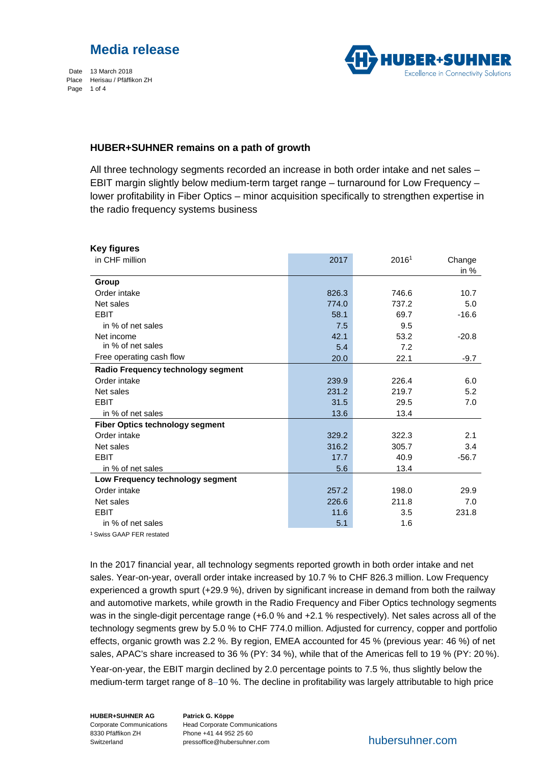# Media release

Date 13 March 2018
Place Herisau / Pfäffikon ZH

## HUBER+SUHNER remains on a path of growth

All three technology segments recorded an increase in both order intake and net sales – EBIT margin slightly below medium-term target range – turnaround for Low Frequency – lower profitability in Fiber Optics – minor acquisition specifically to strengthen expertise in the radio frequency systems business

**Key figures**

| in CHF million | 2017 | 2016[1] | Change in % |
|---|---|---|---|
| **Group** | | | |
| Order intake | 826.3 | 746.6 | 10.7 |
| Net sales | 774.0 | 737.2 | 5.0 |
| EBIT | 58.1 | 69.7 | -16.6 |
| in % of net sales | 7.5 | 9.5 | |
| Net income | 42.1 | 53.2 | -20.8 |
| in % of net sales | 5.4 | 7.2 | |
| Free operating cash flow | 20.0 | 22.1 | -9.7 |
| **Radio Frequency technology segment** | | | |
| Order intake | 239.9 | 226.4 | 6.0 |
| Net sales | 231.2 | 219.7 | 5.2 |
| EBIT | 31.5 | 29.5 | 7.0 |
| in % of net sales | 13.6 | 13.4 | |
| **Fiber Optics technology segment** | | | |
| Order intake | 329.2 | 322.3 | 2.1 |
| Net sales | 316.2 | 305.7 | 3.4 |
| EBIT | 17.7 | 40.9 | -56.7 |
| in % of net sales | 5.6 | 13.4 | |
| **Low Frequency technology segment** | | | |
| Order intake | 257.2 | 198.0 | 29.9 |
| Net sales | 226.6 | 211.8 | 7.0 |
| EBIT | 11.6 | 3.5 | 231.8 |
| in % of net sales | 5.1 | 1.6 | |

[1] Swiss GAAP FER restated

In the 2017 financial year, all technology segments reported growth in both order intake and net sales. Year-on-year, overall order intake increased by 10.7 % to CHF 826.3 million. Low Frequency experienced a growth spurt (+29.9 %), driven by significant increase in demand from both the railway and automotive markets, while growth in the Radio Frequency and Fiber Optics technology segments was in the single-digit percentage range (+6.0 % and +2.1 % respectively). Net sales across all of the technology segments grew by 5.0 % to CHF 774.0 million. Adjusted for currency, copper and portfolio effects, organic growth was 2.2 %. By region, EMEA accounted for 45 % (previous year: 46 %) of net sales, APAC's share increased to 36 % (PY: 34 %), while that of the Americas fell to 19 % (PY: 20 %).

Year-on-year, the EBIT margin declined by 2.0 percentage points to 7.5 %, thus slightly below the medium-term target range of 8–10 %. The decline in profitability was largely attributable to high price

**HUBER+SUHNER AG**
Corporate Communications
8330 Pfäffikon ZH
Switzerland

**Patrick G. Köppe**
Head Corporate Communications
Phone +41 44 952 25 60
pressoffice@hubersuhner.com

hubersuhner.com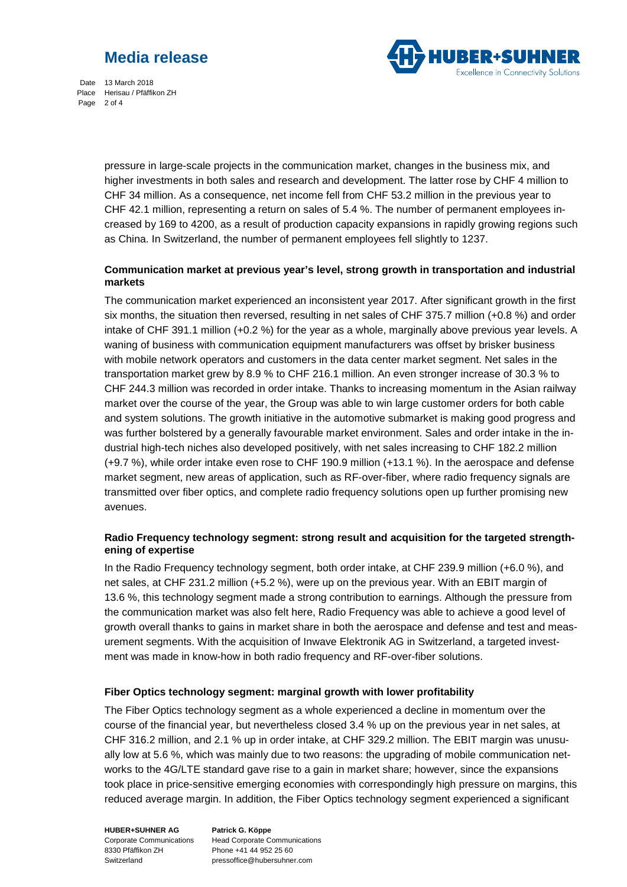pressure in large-scale projects in the communication market, changes in the business mix, and higher investments in both sales and research and development. The latter rose by CHF 4 million to CHF 34 million. As a consequence, net income fell from CHF 53.2 million in the previous year to CHF 42.1 million, representing a return on sales of 5.4 %. The number of permanent employees increased by 169 to 4200, as a result of production capacity expansions in rapidly growing regions such as China. In Switzerland, the number of permanent employees fell slightly to 1237.

**Communication market at previous year's level, strong growth in transportation and industrial markets**

The communication market experienced an inconsistent year 2017. After significant growth in the first six months, the situation then reversed, resulting in net sales of CHF 375.7 million (+0.8 %) and order intake of CHF 391.1 million (+0.2 %) for the year as a whole, marginally above previous year levels. A waning of business with communication equipment manufacturers was offset by brisker business with mobile network operators and customers in the data center market segment. Net sales in the transportation market grew by 8.9 % to CHF 216.1 million. An even stronger increase of 30.3 % to CHF 244.3 million was recorded in order intake. Thanks to increasing momentum in the Asian railway market over the course of the year, the Group was able to win large customer orders for both cable and system solutions. The growth initiative in the automotive submarket is making good progress and was further bolstered by a generally favourable market environment. Sales and order intake in the industrial high-tech niches also developed positively, with net sales increasing to CHF 182.2 million (+9.7 %), while order intake even rose to CHF 190.9 million (+13.1 %). In the aerospace and defense market segment, new areas of application, such as RF-over-fiber, where radio frequency signals are transmitted over fiber optics, and complete radio frequency solutions open up further promising new avenues.

**Radio Frequency technology segment: strong result and acquisition for the targeted strengthening of expertise**

In the Radio Frequency technology segment, both order intake, at CHF 239.9 million (+6.0 %), and net sales, at CHF 231.2 million (+5.2 %), were up on the previous year. With an EBIT margin of 13.6 %, this technology segment made a strong contribution to earnings. Although the pressure from the communication market was also felt here, Radio Frequency was able to achieve a good level of growth overall thanks to gains in market share in both the aerospace and defense and test and measurement segments. With the acquisition of Inwave Elektronik AG in Switzerland, a targeted investment was made in know-how in both radio frequency and RF-over-fiber solutions.

**Fiber Optics technology segment: marginal growth with lower profitability**

The Fiber Optics technology segment as a whole experienced a decline in momentum over the course of the financial year, but nevertheless closed 3.4 % up on the previous year in net sales, at CHF 316.2 million, and 2.1 % up in order intake, at CHF 329.2 million. The EBIT margin was unusually low at 5.6 %, which was mainly due to two reasons: the upgrading of mobile communication networks to the 4G/LTE standard gave rise to a gain in market share; however, since the expansions took place in price-sensitive emerging economies with correspondingly high pressure on margins, this reduced average margin. In addition, the Fiber Optics technology segment experienced a significant

**HUBER+SUHNER AG**
Corporate Communications
8330 Pfäffikon ZH
Switzerland

**Patrick G. Köppe**
Head Corporate Communications
Phone +41 44 952 25 60
pressoffice@hubersuhner.com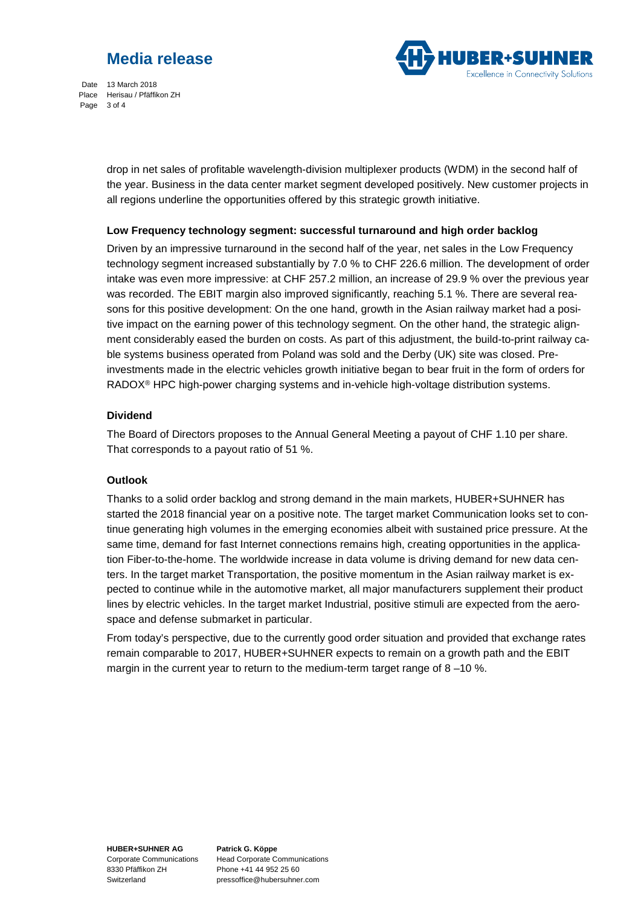drop in net sales of profitable wavelength-division multiplexer products (WDM) in the second half of the year. Business in the data center market segment developed positively. New customer projects in all regions underline the opportunities offered by this strategic growth initiative.

### Low Frequency technology segment: successful turnaround and high order backlog

Driven by an impressive turnaround in the second half of the year, net sales in the Low Frequency technology segment increased substantially by 7.0 % to CHF 226.6 million. The development of order intake was even more impressive: at CHF 257.2 million, an increase of 29.9 % over the previous year was recorded. The EBIT margin also improved significantly, reaching 5.1 %. There are several reasons for this positive development: On the one hand, growth in the Asian railway market had a positive impact on the earning power of this technology segment. On the other hand, the strategic alignment considerably eased the burden on costs. As part of this adjustment, the build-to-print railway cable systems business operated from Poland was sold and the Derby (UK) site was closed. Pre-investments made in the electric vehicles growth initiative began to bear fruit in the form of orders for RADOX® HPC high-power charging systems and in-vehicle high-voltage distribution systems.

### Dividend

The Board of Directors proposes to the Annual General Meeting a payout of CHF 1.10 per share. That corresponds to a payout ratio of 51 %.

### Outlook

Thanks to a solid order backlog and strong demand in the main markets, HUBER+SUHNER has started the 2018 financial year on a positive note. The target market Communication looks set to continue generating high volumes in the emerging economies albeit with sustained price pressure. At the same time, demand for fast Internet connections remains high, creating opportunities in the application Fiber-to-the-home. The worldwide increase in data volume is driving demand for new data centers. In the target market Transportation, the positive momentum in the Asian railway market is expected to continue while in the automotive market, all major manufacturers supplement their product lines by electric vehicles. In the target market Industrial, positive stimuli are expected from the aerospace and defense submarket in particular.

From today's perspective, due to the currently good order situation and provided that exchange rates remain comparable to 2017, HUBER+SUHNER expects to remain on a growth path and the EBIT margin in the current year to return to the medium-term target range of 8 –10 %.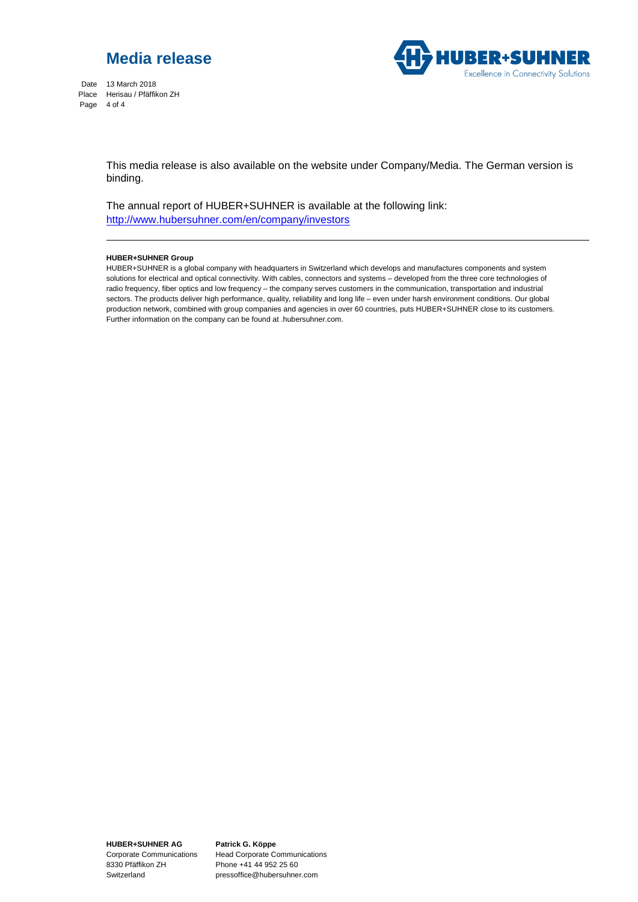This media release is also available on the website under Company/Media. The German version is binding.

The annual report of HUBER+SUHNER is available at the following link:
http://www.hubersuhner.com/en/company/investors

---

**HUBER+SUHNER Group**

HUBER+SUHNER is a global company with headquarters in Switzerland which develops and manufactures components and system solutions for electrical and optical connectivity. With cables, connectors and systems – developed from the three core technologies of radio frequency, fiber optics and low frequency – the company serves customers in the communication, transportation and industrial sectors. The products deliver high performance, quality, reliability and long life – even under harsh environment conditions. Our global production network, combined with group companies and agencies in over 60 countries, puts HUBER+SUHNER close to its customers. Further information on the company can be found at .hubersuhner.com.

**HUBER+SUHNER AG**
Corporate Communications
8330 Pfäffikon ZH
Switzerland

**Patrick G. Köppe**
Head Corporate Communications
Phone +41 44 952 25 60
pressoffice@hubersuhner.com